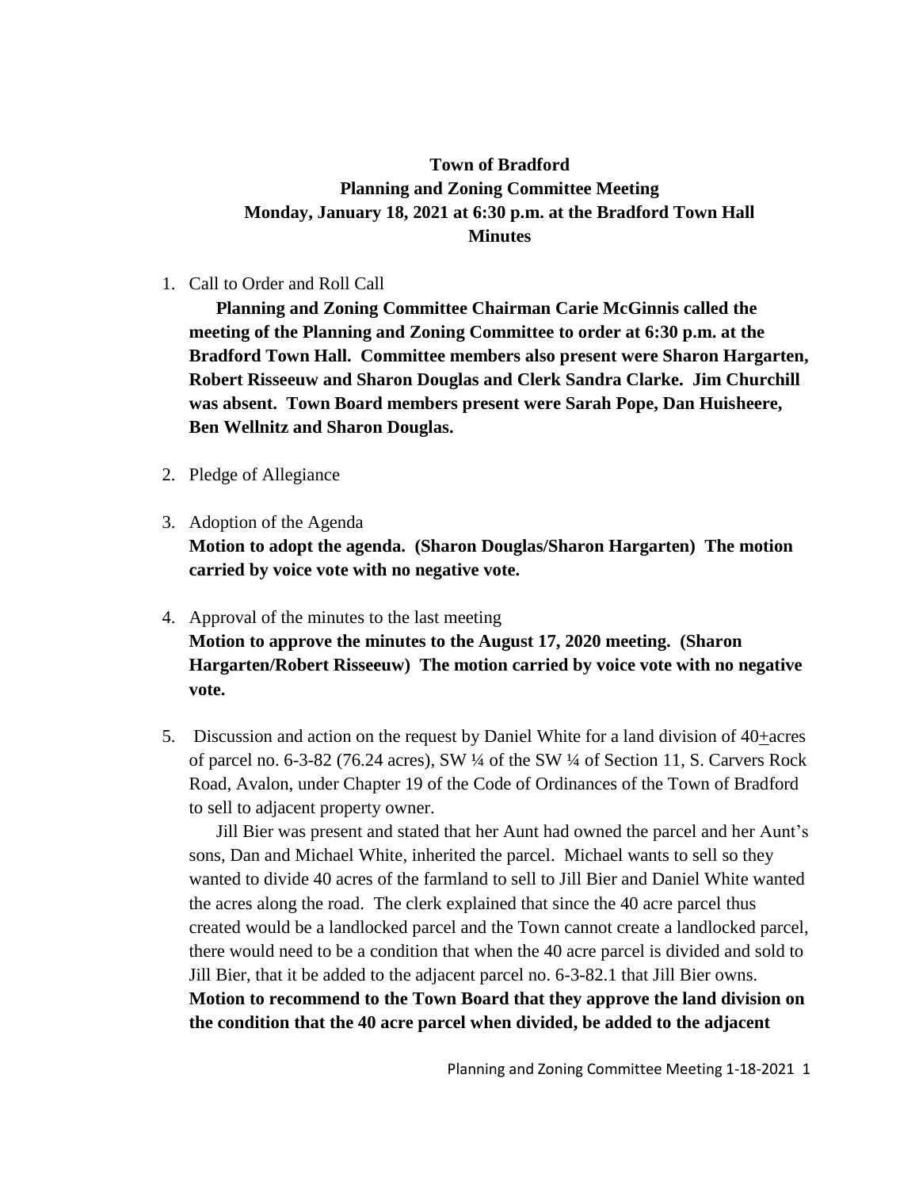**Town of Bradford**
**Planning and Zoning Committee Meeting**
**Monday, January 18, 2021 at 6:30 p.m. at the Bradford Town Hall**
**Minutes**

1. Call to Order and Roll Call

   **Planning and Zoning Committee Chairman Carie McGinnis called the meeting of the Planning and Zoning Committee to order at 6:30 p.m. at the Bradford Town Hall. Committee members also present were Sharon Hargarten, Robert Risseeuw and Sharon Douglas and Clerk Sandra Clarke. Jim Churchill was absent. Town Board members present were Sarah Pope, Dan Huisheere, Ben Wellnitz and Sharon Douglas.**

2. Pledge of Allegiance

3. Adoption of the Agenda

   **Motion to adopt the agenda. (Sharon Douglas/Sharon Hargarten) The motion carried by voice vote with no negative vote.**

4. Approval of the minutes to the last meeting

   **Motion to approve the minutes to the August 17, 2020 meeting. (Sharon Hargarten/Robert Risseeuw) The motion carried by voice vote with no negative vote.**

5. Discussion and action on the request by Daniel White for a land division of 40+acres of parcel no. 6-3-82 (76.24 acres), SW ¼ of the SW ¼ of Section 11, S. Carvers Rock Road, Avalon, under Chapter 19 of the Code of Ordinances of the Town of Bradford to sell to adjacent property owner.

   Jill Bier was present and stated that her Aunt had owned the parcel and her Aunt's sons, Dan and Michael White, inherited the parcel. Michael wants to sell so they wanted to divide 40 acres of the farmland to sell to Jill Bier and Daniel White wanted the acres along the road. The clerk explained that since the 40 acre parcel thus created would be a landlocked parcel and the Town cannot create a landlocked parcel, there would need to be a condition that when the 40 acre parcel is divided and sold to Jill Bier, that it be added to the adjacent parcel no. 6-3-82.1 that Jill Bier owns.

   **Motion to recommend to the Town Board that they approve the land division on the condition that the 40 acre parcel when divided, be added to the adjacent**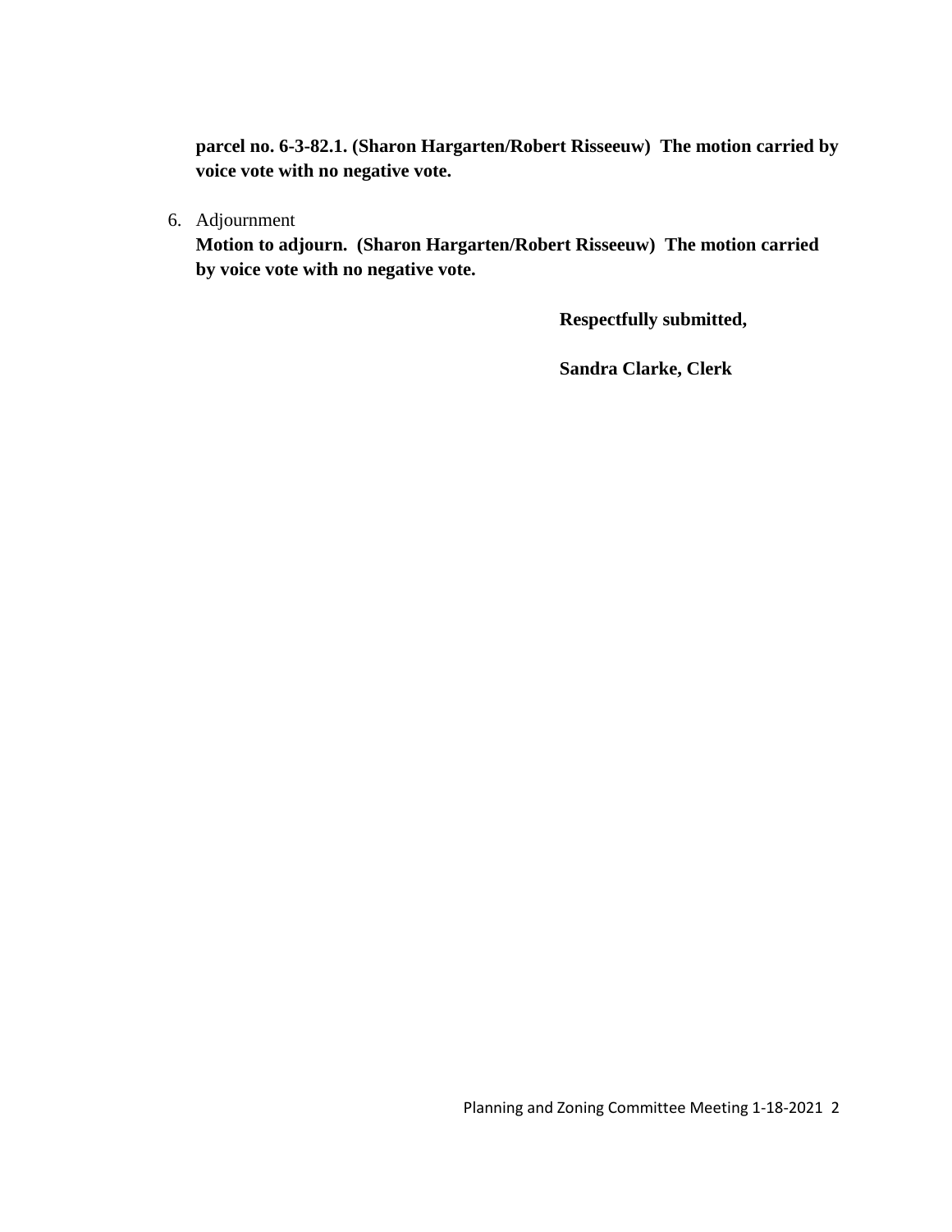**parcel no. 6-3-82.1. (Sharon Hargarten/Robert Risseeuw) The motion carried by voice vote with no negative vote.**

6. Adjournment
   **Motion to adjourn. (Sharon Hargarten/Robert Risseeuw) The motion carried by voice vote with no negative vote.**

**Respectfully submitted,**

**Sandra Clarke, Clerk**